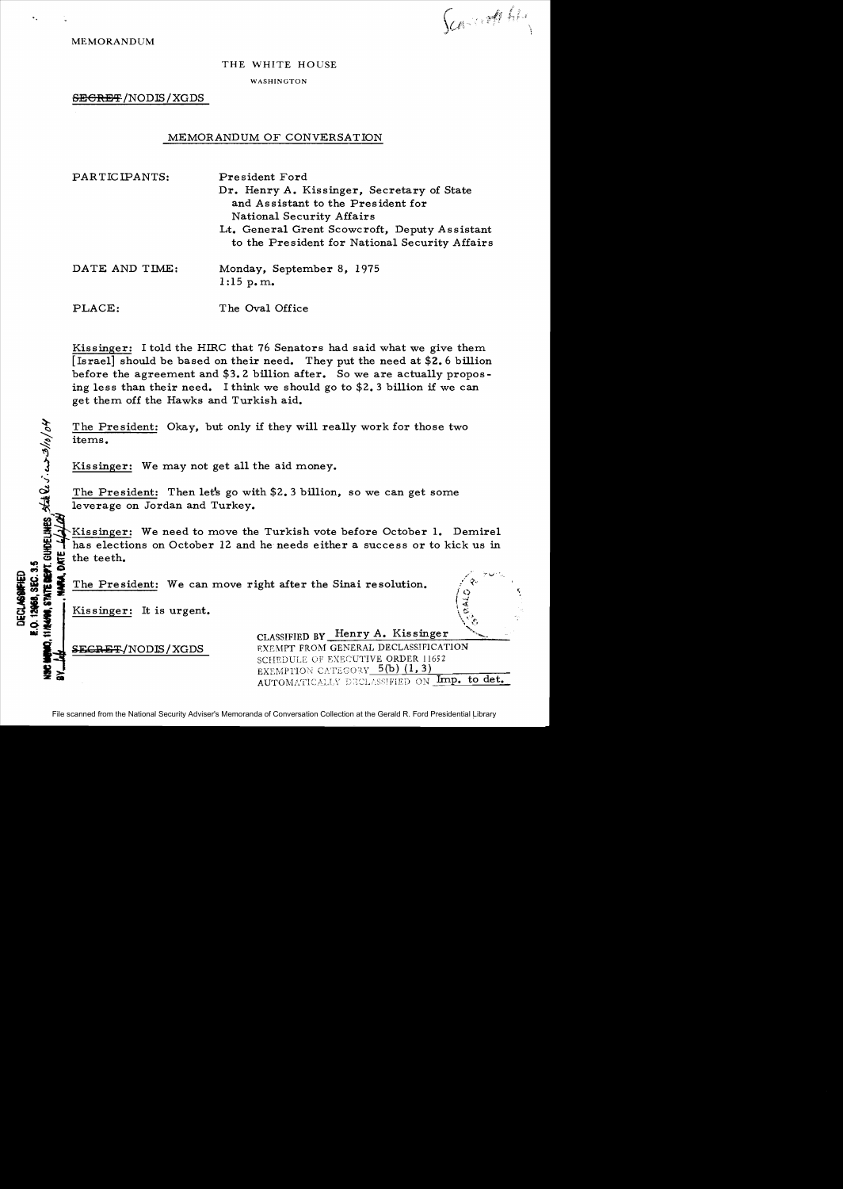MEMORANDUM

THE WHITE HOUSE

WASHINGTON

~~SECRET~~/NODIS/XGDS

MEMORANDUM OF CONVERSATION

PARTICIPANTS: President Ford
Dr. Henry A. Kissinger, Secretary of State and Assistant to the President for National Security Affairs
Lt. General Grent Scowcroft, Deputy Assistant to the President for National Security Affairs

DATE AND TIME: Monday, September 8, 1975
1:15 p.m.

PLACE: The Oval Office

Kissinger: I told the HIRC that 76 Senators had said what we give them [Israel] should be based on their need. They put the need at $2.6 billion before the agreement and $3.2 billion after. So we are actually proposing less than their need. I think we should go to $2.3 billion if we can get them off the Hawks and Turkish aid.

The President: Okay, but only if they will really work for those two items.

Kissinger: We may not get all the aid money.

The President: Then let's go with $2.3 billion, so we can get some leverage on Jordan and Turkey.

Kissinger: We need to move the Turkish vote before October 1. Demirel has elections on October 12 and he needs either a success or to kick us in the teeth.

The President: We can move right after the Sinai resolution.

Kissinger: It is urgent.

~~SECRET~~/NODIS/XGDS

CLASSIFIED BY Henry A. Kissinger
EXEMPT FROM GENERAL DECLASSIFICATION
SCHEDULE OF EXECUTIVE ORDER 11652
EXEMPTION CATEGORY 5(b) (1, 3)
AUTOMATICALLY DECLASSIFIED ON Imp. to det.

DECLASSIFIED
E.O. 12958, SEC. 3.5
NSC MEMO, 11/24/98, STATE DEPT. GUIDELINES, State Dept. 3/10/04
BY [illegible], NARA, DATE 6/2/04

File scanned from the National Security Adviser's Memoranda of Conversation Collection at the Gerald R. Ford Presidential Library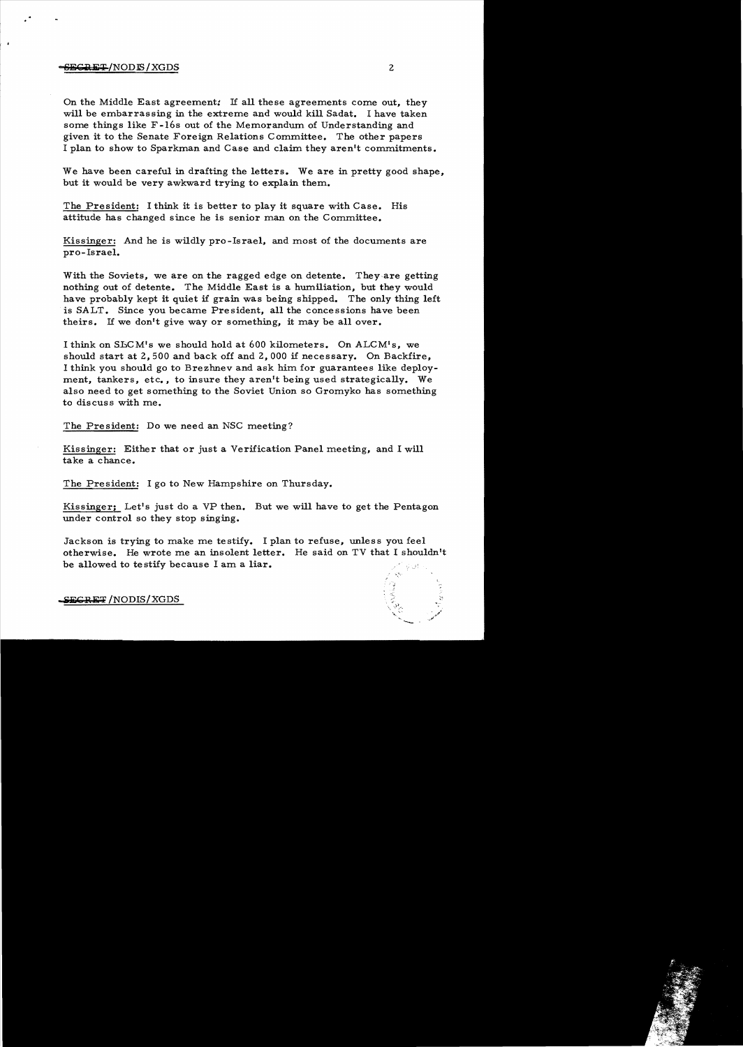On the Middle East agreement: If all these agreements come out, they will be embarrassing in the extreme and would kill Sadat. I have taken some things like F-16s out of the Memorandum of Understanding and given it to the Senate Foreign Relations Committee. The other papers I plan to show to Sparkman and Case and claim they aren't commitments.

We have been careful in drafting the letters. We are in pretty good shape, but it would be very awkward trying to explain them.

The President: I think it is better to play it square with Case. His attitude has changed since he is senior man on the Committee.

Kissinger: And he is wildly pro-Israel, and most of the documents are pro-Israel.

With the Soviets, we are on the ragged edge on detente. They are getting nothing out of detente. The Middle East is a humiliation, but they would have probably kept it quiet if grain was being shipped. The only thing left is SALT. Since you became President, all the concessions have been theirs. If we don't give way or something, it may be all over.

I think on SLCM's we should hold at 600 kilometers. On ALCM's, we should start at 2,500 and back off and 2,000 if necessary. On Backfire, I think you should go to Brezhnev and ask him for guarantees like deployment, tankers, etc., to insure they aren't being used strategically. We also need to get something to the Soviet Union so Gromyko has something to discuss with me.

The President: Do we need an NSC meeting?

Kissinger: Either that or just a Verification Panel meeting, and I will take a chance.

The President: I go to New Hampshire on Thursday.

Kissinger: Let's just do a VP then. But we will have to get the Pentagon under control so they stop singing.

Jackson is trying to make me testify. I plan to refuse, unless you feel otherwise. He wrote me an insolent letter. He said on TV that I shouldn't be allowed to testify because I am a liar.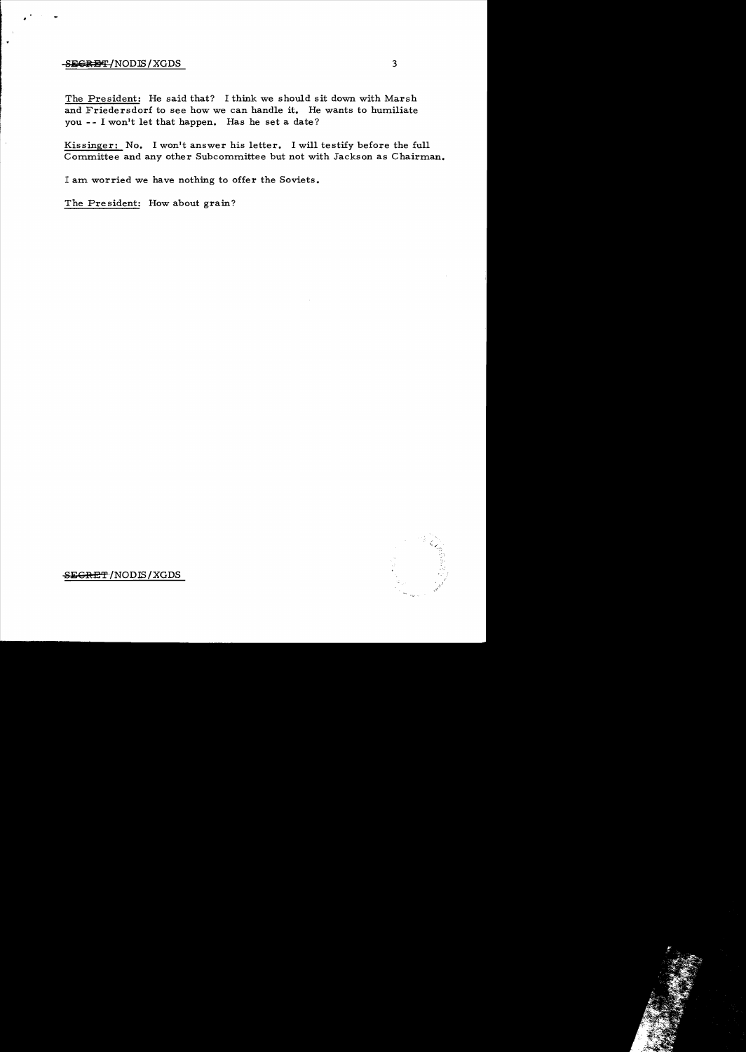The President: He said that? I think we should sit down with Marsh and Friedersdorf to see how we can handle it. He wants to humiliate you -- I won't let that happen. Has he set a date?

Kissinger: No. I won't answer his letter. I will testify before the full Committee and any other Subcommittee but not with Jackson as Chairman.

I am worried we have nothing to offer the Soviets.

The President: How about grain?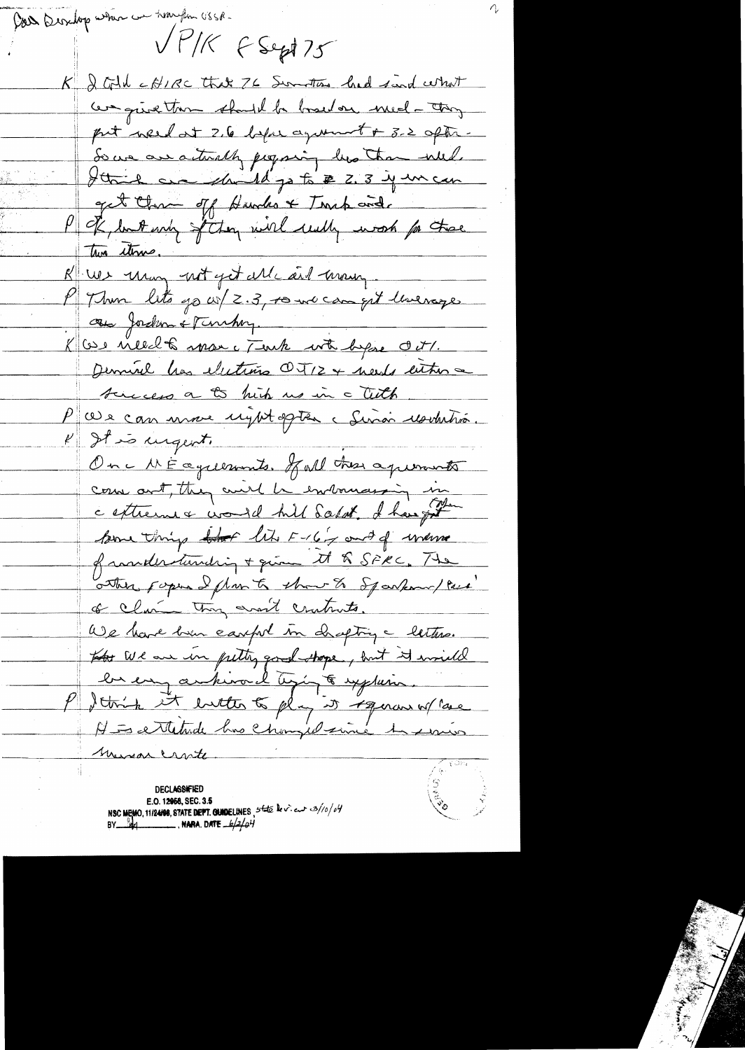Pat Dunlop when we return from USSR.

2

VP/K 8 Sept 75

K I told the HIRC that 76 Senators had said what we give them should be based on need — they put need at 2.6 before agreement & 3.2 after. So we are actually proposing less than need. I think we should go to 2.3 if we can get them off Hawks & Trunk aid.

P OK, but only if they will really work for those two items.

K We may not get all aid money.

P Then lets go w/ 2.3, so we can get leverage on Jordan & Turkey.

K We need to move the Turk vote before Oct 1. Demirel has elections Oct 12 & needs either a success or to hit us in the teeth.

P We can move right after the Senate resolution.

K It is urgent.

On the ME agreements. If all these agreements come out, they will be embarrassing in the extreme & would kill Sadat. I have put some things like F-16's out of memo of understanding & given it to SFRC. The other papers I plan to show to Sparkman/Case & claim they aren't contracts.

We have been careful in drafting the letters. We are in pretty good shape, but it would be very awkward trying to explain.

P I think it better to play it straight w/ Case. His attitude has changed since his various Mideast visits.

DECLASSIFIED
E.O. 12958, SEC. 3.5
NSC MEMO, 11/24/98, STATE DEPT. GUIDELINES, State lev. 3/10/04
BY ___, NARA, DATE 6/2/04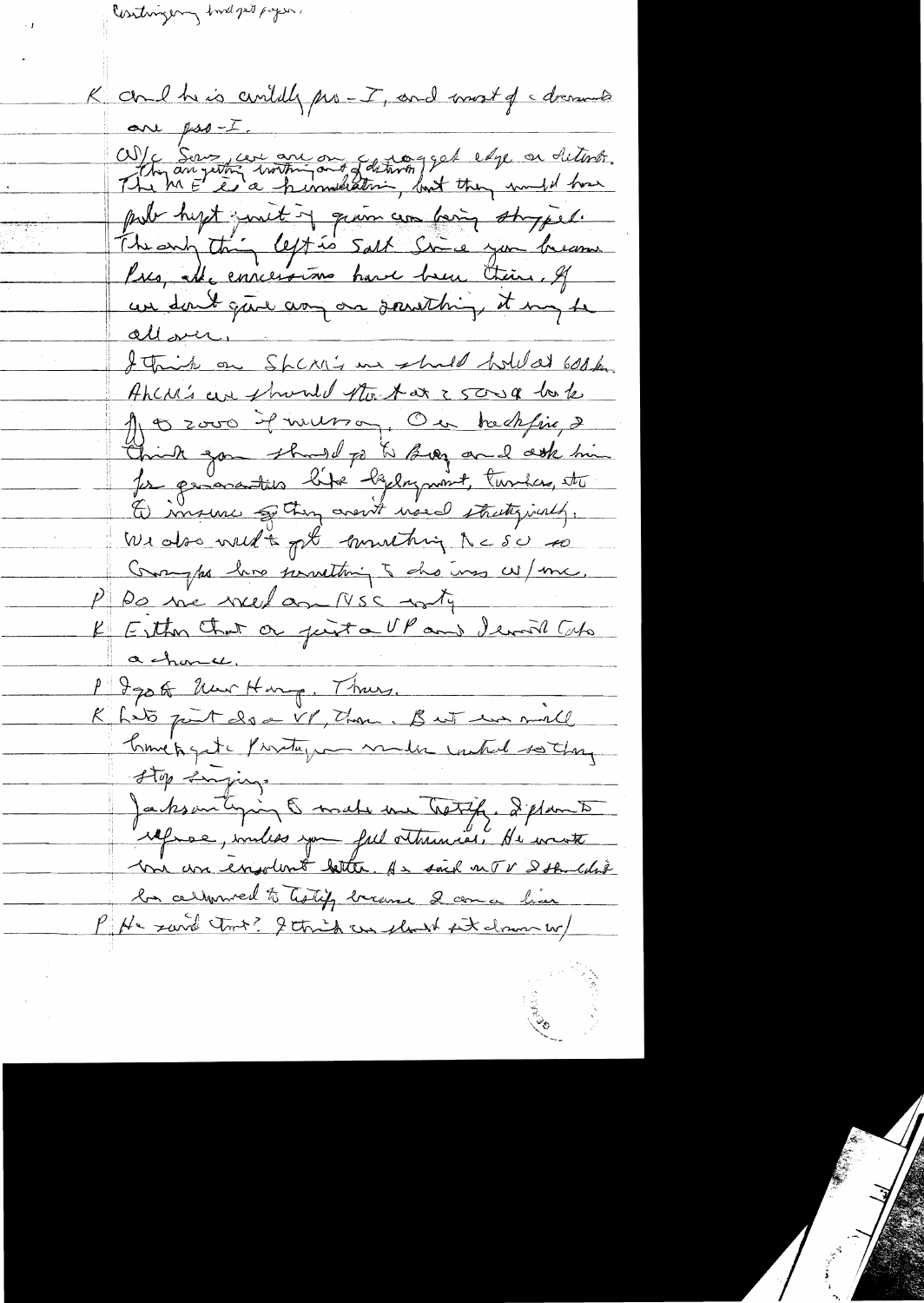Contingency fund gets paper.

K And he is avidly pro-I, and most of c documents are pro-I.

W/c Soviets, we are on a ragged edge on detente. They are getting nothing out of detente. The ME is a humiliation, but they would have probably kept quiet if grain was being shipped. The only thing left is Salt. Since you became Pres, all concessions have been theirs. If we don't give any on something, it may be all over.

I think on SLCM's we should hold at 600 km. ALCM's we should start at 2500 & back to 2000 if necessary. On Backfire, I think you should go to Brez and ask him for guarantees like deployment, tankers, etc. to insure they aren't used strategically.

We also need to get something NSC so Congress has something to discuss w/ me.

P Do we need an NSC mtg.

K Either that or just a VP and I would take a chance.

P I go to New Hamp. Thurs.

K Let's just do a VP, then. But we will have to get Pentagon under control so they stop leaking.

Jackson trying to make me testify. I plan to refuse, unless you feel otherwise. He wrote me an insolent letter. He said on TV I shouldn't be allowed to testify because I am a liar.

P He said that? I think we should sit down w/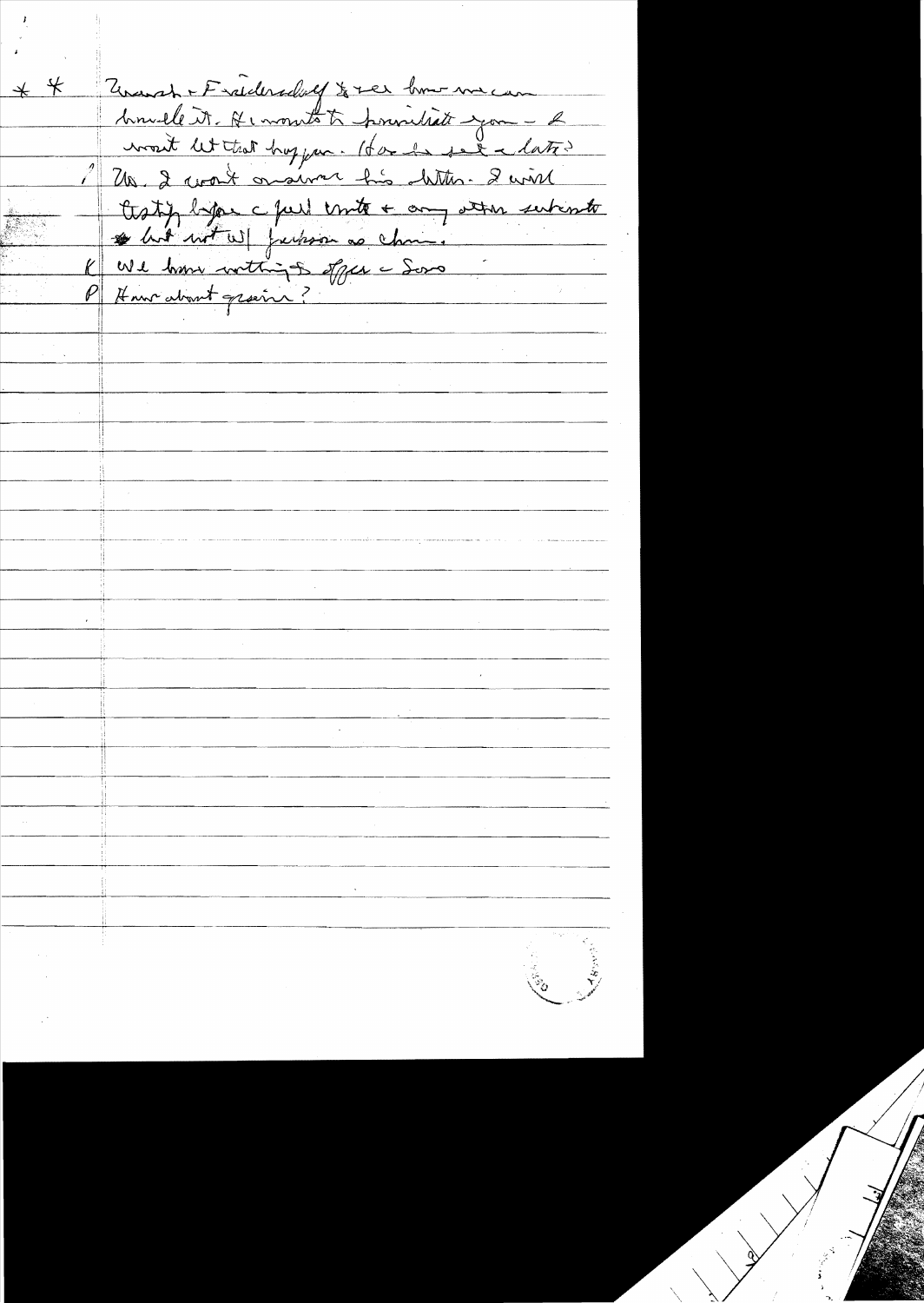\* \* Ullrich + Friedersdorf to see how we can handle it. He wants to humiliate you – I won't let that happen. (Has he sent a letter?

? Yes. I won't answer his letter. I will testify before a full cmte + any other subcmte but not w/ Jackson as chmn.

K We have nothing to offer – Soso

P How about grain?